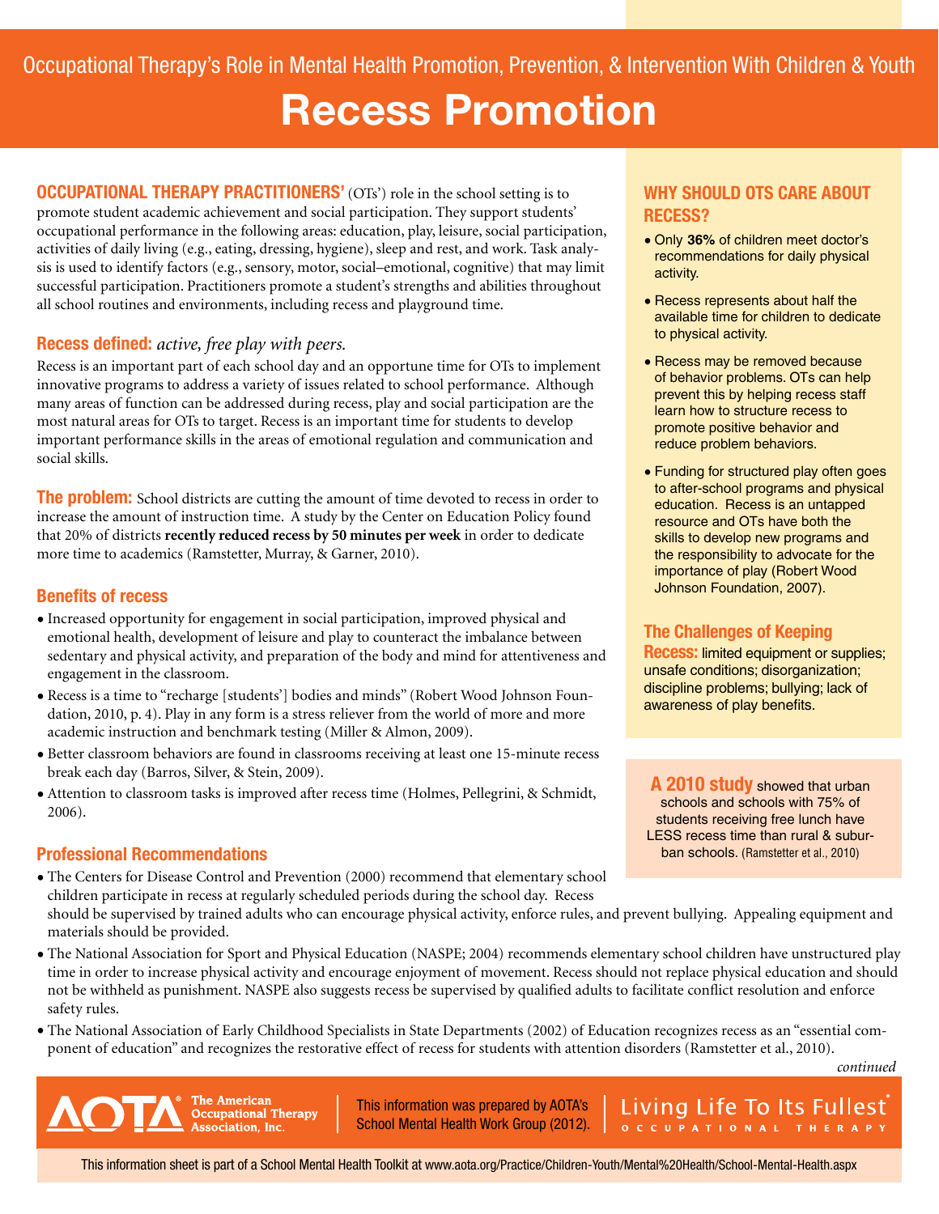Occupational Therapy's Role in Mental Health Promotion, Prevention, & Intervention With Children & Youth

# Recess Promotion

**OCCUPATIONAL THERAPY PRACTITIONERS'** (OTs') role in the school setting is to promote student academic achievement and social participation. They support students' occupational performance in the following areas: education, play, leisure, social participation, activities of daily living (e.g., eating, dressing, hygiene), sleep and rest, and work. Task analysis is used to identify factors (e.g., sensory, motor, social–emotional, cognitive) that may limit successful participation. Practitioners promote a student's strengths and abilities throughout all school routines and environments, including recess and playground time.

## Recess defined: *active, free play with peers.*

Recess is an important part of each school day and an opportune time for OTs to implement innovative programs to address a variety of issues related to school performance. Although many areas of function can be addressed during recess, play and social participation are the most natural areas for OTs to target. Recess is an important time for students to develop important performance skills in the areas of emotional regulation and communication and social skills.

**The problem:** School districts are cutting the amount of time devoted to recess in order to increase the amount of instruction time. A study by the Center on Education Policy found that 20% of districts **recently reduced recess by 50 minutes per week** in order to dedicate more time to academics (Ramstetter, Murray, & Garner, 2010).

## Benefits of recess

- Increased opportunity for engagement in social participation, improved physical and emotional health, development of leisure and play to counteract the imbalance between sedentary and physical activity, and preparation of the body and mind for attentiveness and engagement in the classroom.
- Recess is a time to "recharge [students'] bodies and minds" (Robert Wood Johnson Foundation, 2010, p. 4). Play in any form is a stress reliever from the world of more and more academic instruction and benchmark testing (Miller & Almon, 2009).
- Better classroom behaviors are found in classrooms receiving at least one 15-minute recess break each day (Barros, Silver, & Stein, 2009).
- Attention to classroom tasks is improved after recess time (Holmes, Pellegrini, & Schmidt, 2006).

## Professional Recommendations

- The Centers for Disease Control and Prevention (2000) recommend that elementary school children participate in recess at regularly scheduled periods during the school day. Recess should be supervised by trained adults who can encourage physical activity, enforce rules, and prevent bullying. Appealing equipment and materials should be provided.
- The National Association for Sport and Physical Education (NASPE; 2004) recommends elementary school children have unstructured play time in order to increase physical activity and encourage enjoyment of movement. Recess should not replace physical education and should not be withheld as punishment. NASPE also suggests recess be supervised by qualified adults to facilitate conflict resolution and enforce safety rules.
- The National Association of Early Childhood Specialists in State Departments (2002) of Education recognizes recess as an "essential component of education" and recognizes the restorative effect of recess for students with attention disorders (Ramstetter et al., 2010).

*continued*

## WHY SHOULD OTS CARE ABOUT RECESS?

- Only **36%** of children meet doctor's recommendations for daily physical activity.
- Recess represents about half the available time for children to dedicate to physical activity.
- Recess may be removed because of behavior problems. OTs can help prevent this by helping recess staff learn how to structure recess to promote positive behavior and reduce problem behaviors.
- Funding for structured play often goes to after-school programs and physical education. Recess is an untapped resource and OTs have both the skills to develop new programs and the responsibility to advocate for the importance of play (Robert Wood Johnson Foundation, 2007).

**The Challenges of Keeping Recess:** limited equipment or supplies; unsafe conditions; disorganization; discipline problems; bullying; lack of awareness of play benefits.

**A 2010 study** showed that urban schools and schools with 75% of students receiving free lunch have LESS recess time than rural & suburban schools. (Ramstetter et al., 2010)

AOTA® The American Occupational Therapy Association, Inc.

This information was prepared by AOTA's School Mental Health Work Group (2012).

Living Life To Its Fullest® OCCUPATIONAL THERAPY

This information sheet is part of a School Mental Health Toolkit at www.aota.org/Practice/Children-Youth/Mental%20Health/School-Mental-Health.aspx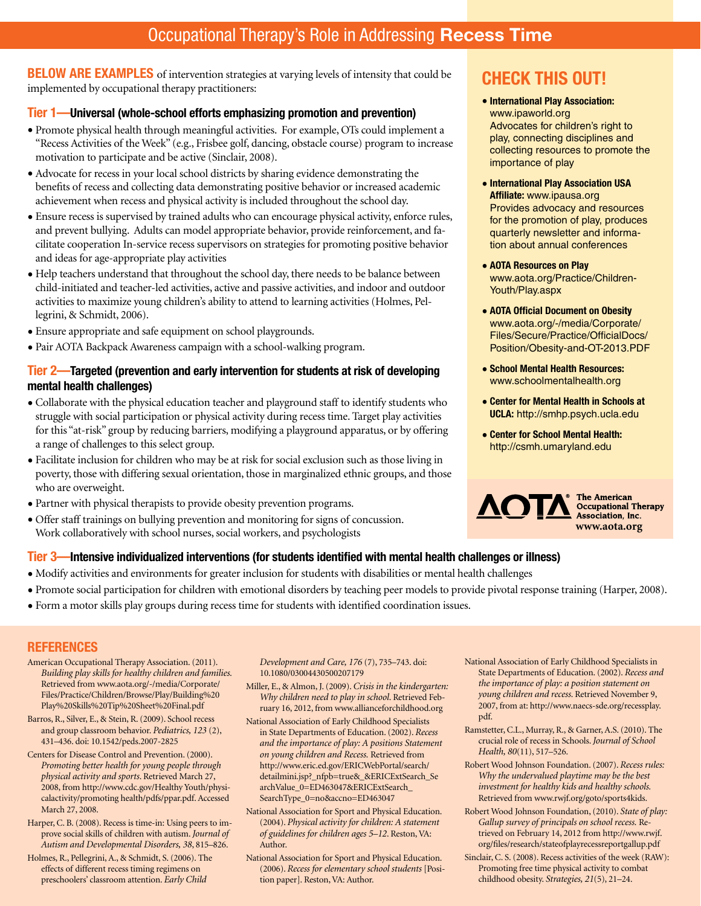# Occupational Therapy's Role in Addressing **Recess Time**

**BELOW ARE EXAMPLES** of intervention strategies at varying levels of intensity that could be implemented by occupational therapy practitioners:

### Tier 1—Universal (whole-school efforts emphasizing promotion and prevention)

- Promote physical health through meaningful activities. For example, OTs could implement a "Recess Activities of the Week" (e.g., Frisbee golf, dancing, obstacle course) program to increase motivation to participate and be active (Sinclair, 2008).
- Advocate for recess in your local school districts by sharing evidence demonstrating the benefits of recess and collecting data demonstrating positive behavior or increased academic achievement when recess and physical activity is included throughout the school day.
- Ensure recess is supervised by trained adults who can encourage physical activity, enforce rules, and prevent bullying. Adults can model appropriate behavior, provide reinforcement, and facilitate cooperation In-service recess supervisors on strategies for promoting positive behavior and ideas for age-appropriate play activities
- Help teachers understand that throughout the school day, there needs to be balance between child-initiated and teacher-led activities, active and passive activities, and indoor and outdoor activities to maximize young children's ability to attend to learning activities (Holmes, Pellegrini, & Schmidt, 2006).
- Ensure appropriate and safe equipment on school playgrounds.
- Pair AOTA Backpack Awareness campaign with a school-walking program.

### Tier 2—Targeted (prevention and early intervention for students at risk of developing mental health challenges)

- Collaborate with the physical education teacher and playground staff to identify students who struggle with social participation or physical activity during recess time. Target play activities for this "at-risk" group by reducing barriers, modifying a playground apparatus, or by offering a range of challenges to this select group.
- Facilitate inclusion for children who may be at risk for social exclusion such as those living in poverty, those with differing sexual orientation, those in marginalized ethnic groups, and those who are overweight.
- Partner with physical therapists to provide obesity prevention programs.
- Offer staff trainings on bullying prevention and monitoring for signs of concussion. Work collaboratively with school nurses, social workers, and psychologists

### Tier 3—Intensive individualized interventions (for students identified with mental health challenges or illness)

- Modify activities and environments for greater inclusion for students with disabilities or mental health challenges
- Promote social participation for children with emotional disorders by teaching peer models to provide pivotal response training (Harper, 2008).
- Form a motor skills play groups during recess time for students with identified coordination issues.

## CHECK THIS OUT!

- **International Play Association:** www.ipaworld.org
  Advocates for children's right to play, connecting disciplines and collecting resources to promote the importance of play
- **International Play Association USA Affiliate:** www.ipausa.org
  Provides advocacy and resources for the promotion of play, produces quarterly newsletter and information about annual conferences
- **AOTA Resources on Play**
  www.aota.org/Practice/Children-Youth/Play.aspx
- **AOTA Official Document on Obesity**
  www.aota.org/-/media/Corporate/Files/Secure/Practice/OfficialDocs/Position/Obesity-and-OT-2013.PDF
- **School Mental Health Resources:** www.schoolmentalhealth.org
- **Center for Mental Health in Schools at UCLA:** http://smhp.psych.ucla.edu
- **Center for School Mental Health:** http://csmh.umaryland.edu

AOTA® The American Occupational Therapy Association, Inc. www.aota.org

## REFERENCES

American Occupational Therapy Association. (2011). *Building play skills for healthy children and families.* Retrieved from www.aota.org/-/media/Corporate/Files/Practice/Children/Browse/Play/Building%20Play%20Skills%20Tip%20Sheet%20Final.pdf

Barros, R., Silver, E., & Stein, R. (2009). School recess and group classroom behavior. *Pediatrics, 123* (2), 431–436. doi: 10.1542/peds.2007-2825

Centers for Disease Control and Prevention. (2000). *Promoting better health for young people through physical activity and sports.* Retrieved March 27, 2008, from http://www.cdc.gov/Healthy Youth/physicalactivity/promoting health/pdfs/ppar.pdf. Accessed March 27, 2008.

Harper, C. B. (2008). Recess is time-in: Using peers to improve social skills of children with autism. *Journal of Autism and Developmental Disorders, 38*, 815–826.

Holmes, R., Pellegrini, A., & Schmidt, S. (2006). The effects of different recess timing regimens on preschoolers' classroom attention. *Early Child Development and Care, 176* (7), 735–743. doi: 10.1080/03004430500207179

Miller, E., & Almon, J. (2009). *Crisis in the kindergarten: Why children need to play in school.* Retrieved February 16, 2012, from www.allianceforchildhood.org

National Association of Early Childhood Specialists in State Departments of Education. (2002). *Recess and the importance of play: A positions Statement on young children and Recess.* Retrieved from http://www.eric.ed.gov/ERICWebPortal/search/detailmini.jsp?_nfpb=true&_&ERICExtSearch_SearchValue_0=ED463047&ERICExtSearch_SearchType_0=no&accno=ED463047

National Association for Sport and Physical Education. (2004). *Physical activity for children: A statement of guidelines for children ages 5–12.* Reston, VA: Author.

National Association for Sport and Physical Education. (2006). *Recess for elementary school students* [Position paper]. Reston, VA: Author.

National Association of Early Childhood Specialists in State Departments of Education. (2002). *Recess and the importance of play: a position statement on young children and recess.* Retrieved November 9, 2007, from at: http://www.naecs-sde.org/recessplay.pdf.

Ramstetter, C.L., Murray, R., & Garner, A.S. (2010). The crucial role of recess in Schools. *Journal of School Health, 80*(11), 517–526.

Robert Wood Johnson Foundation. (2007). *Recess rules: Why the undervalued playtime may be the best investment for healthy kids and healthy schools.* Retrieved from www.rwjf.org/goto/sports4kids.

Robert Wood Johnson Foundation, (2010). *State of play: Gallup survey of principals on school recess.* Retrieved on February 14, 2012 from http://www.rwjf.org/files/research/stateofplayrecessreportgallup.pdf

Sinclair, C. S. (2008). Recess activities of the week (RAW): Promoting free time physical activity to combat childhood obesity. *Strategies, 21*(5), 21–24.